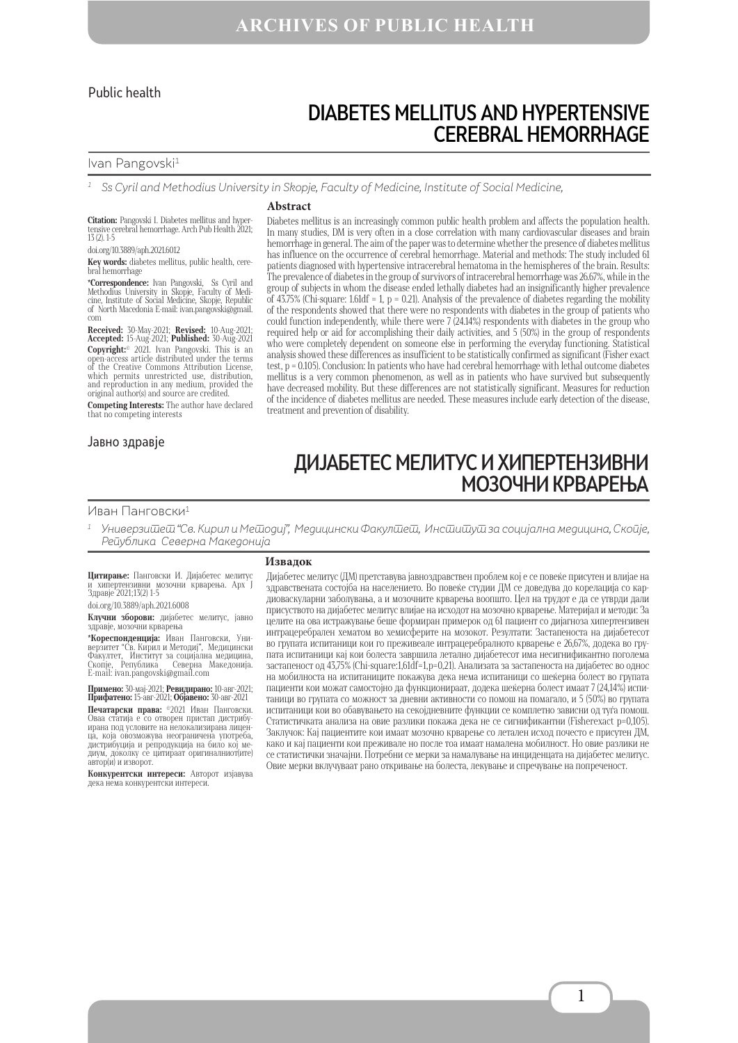Public health

# DIABETES MELLITUS AND HYPERTENSIVE CEREBRAL HEMORRHAGE

Ivan Pangovski[1]

[1] *Ss Cyril and Methodius University in Skopje, Faculty of Medicine, Institute of Social Medicine,*

**Citation:** Pangovski I. Diabetes mellitus and hypertensive cerebral hemorrhage. Arch Pub Health 2021; 13 (2). 1-5

doi.org/10.3889/aph.2021.6012

**Key words:** diabetes mellitus, public health, cerebral hemorrhage

**\*Correspondence:** Ivan Pangovski, Ss Cyril and Methodius University in Skopje, Faculty of Medicine, Skopje, Institute of Social Medicine, Skopje, Republic of North Macedonia E-mail: ivan.pangovski@gmail.com

**Received:** 30-May-2021; **Revised:** 10-Aug-2021; **Accepted:** 15-Aug-2021; **Published:** 30-Aug-2021

**Copyright:**© 2021. Ivan Pangovski. This is an open-access article distributed under the terms of the Creative Commons Attribution License, which permits unrestricted use, distribution, and reproduction in any medium, provided the original author(s) and source are credited.

**Competing Interests:** The author have declared that no competing interests

## Abstract

Diabetes mellitus is an increasingly common public health problem and affects the population health. In many studies, DM is very often in a close correlation with many cardiovascular diseases and brain hemorrhage in general. The aim of the paper was to determine whether the presence of diabetes mellitus has influence on the occurrence of cerebral hemorrhage. Material and methods: The study included 61 patients diagnosed with hypertensive intracerebral hematoma in the hemispheres of the brain. Results: The prevalence of diabetes in the group of survivors of intracerebral hemorrhage was 26.67%, while in the group of subjects in whom the disease ended lethally diabetes had an insignificantly higher prevalence of 43.75% (Chi-square: 1.61df = 1, p = 0.21). Analysis of the prevalence of diabetes regarding the mobility of the respondents showed that there were no respondents with diabetes in the group of patients who could function independently, while there were 7 (24.14%) respondents with diabetes in the group who required help or aid for accomplishing their daily activities, and 5 (50%) in the group of respondents who were completely dependent on someone else in performing the everyday functioning. Statistical analysis showed these differences as insufficient to be statistically confirmed as significant (Fisher exact test, p = 0.105). Conclusion: In patients who have had cerebral hemorrhage with lethal outcome diabetes mellitus is a very common phenomenon, as well as in patients who have survived but subsequently have decreased mobility. But these differences are not statistically significant. Measures for reduction of the incidence of diabetes mellitus are needed. These measures include early detection of the disease, treatment and prevention of disability.

Јавно здравје

# ДИЈАБЕТЕС МЕЛИТУС И ХИПЕРТЕНЗИВНИ МОЗОЧНИ КРВАРЕЊА

Иван Панговски[1]

[1] *Универзитет "Св. Кирил и Методиј", Медицински Факултет, Институт за социјална медицина, Скопје, Република Северна Македонија*

**Цитирање:** Панговски И. Дијабетес мелитус и хипертензивни мозочни крварења. Арх Ј Здравје 2021;13(2) 1-5

doi.org/10.3889/aph.2021.6008

**Клучни зборови:** дијабетес мелитус, јавно здравје, мозочни крварења

**\*Кореспонденција:** Иван Панговски, Универзитет "Св. Кирил и Методиј", Медицински Факултет, Институт за социјална медицина, Скопје, Република Северна Македонија. E-mail: ivan.pangovski@gmail.com

**Примено:** 30-мај-2021; **Ревидирано:** 10-авг-2021; **Прифатено:** 15-авг-2021; **Објавено:** 30-авг-2021

**Печатарски права:** ©2021 Иван Панговски. Оваа статија е со отворен пристап дистрибуирана под условите на нелокализирана лиценца, која овозможува неограничена употреба, дистрибуција и репродукција на било кој медиум, доколку се цитираат оригиналниот(ите) автор(и) и изворот.

**Конкурентски интереси:** Авторот изјавува дека нема конкурентски интереси.

## Извадок

Дијабетес мелитус (ДМ) претставува јавноздравствен проблем кој е се повеќе присутен и влијае на здравствената состојба на населението. Во повеќе студии ДМ се доведува до корелација со кардиоваскуларни заболувања, а и мозочните крварења воопшто. Цел на трудот е да се утврди дали присуството на дијабетес мелитус влијае на исходот на мозочно крварење. Материјал и методи: За целите на ова истражување беше формиран примерок од 61 пациент со дијагноза хипертензивен интрацеребрален хематом во хемисферите на мозокот. Резултати: Застапеноста на дијабетесот во групата испитаници кои го преживеале интрацеребралното крварење е 26,67%, додека во групата испитаници кај кои болеста завршила летално дијабетесот има несигнификантно поголема застапеност од 43,75% (Chi-square:1,61df=1,p=0,21). Анализата за застапеноста на дијабетес во однос на мобилноста на испитаниците покажува дека нема испитаници со шеќерна болест во групата пациенти кои можат самостојно да функционираат, додека шеќерна болест имаат 7 (24,14%) испитаници во групата со можност за дневни активности со помош на помагало, и 5 (50%) во групата испитаници кои во обавувањето на секојдневните функции се комплетно зависни од туѓа помош. Статистичката анализа на овие разлики покажа дека не се сигнификантни (Fisherexact p=0,105). Заклучок: Кај пациентите кои имаат мозочно крварење со летален исход почесто е присутен ДМ, како и кај пациенти кои преживеале но после тоа имаат намалена мобилност. Но овие разлики не се статистички значајни. Потребни се мерки за намалување на инциденцата на дијабетес мелитус. Овие мерки вклучуваат рано откривање на болеста, лекување и спречување на попреченост.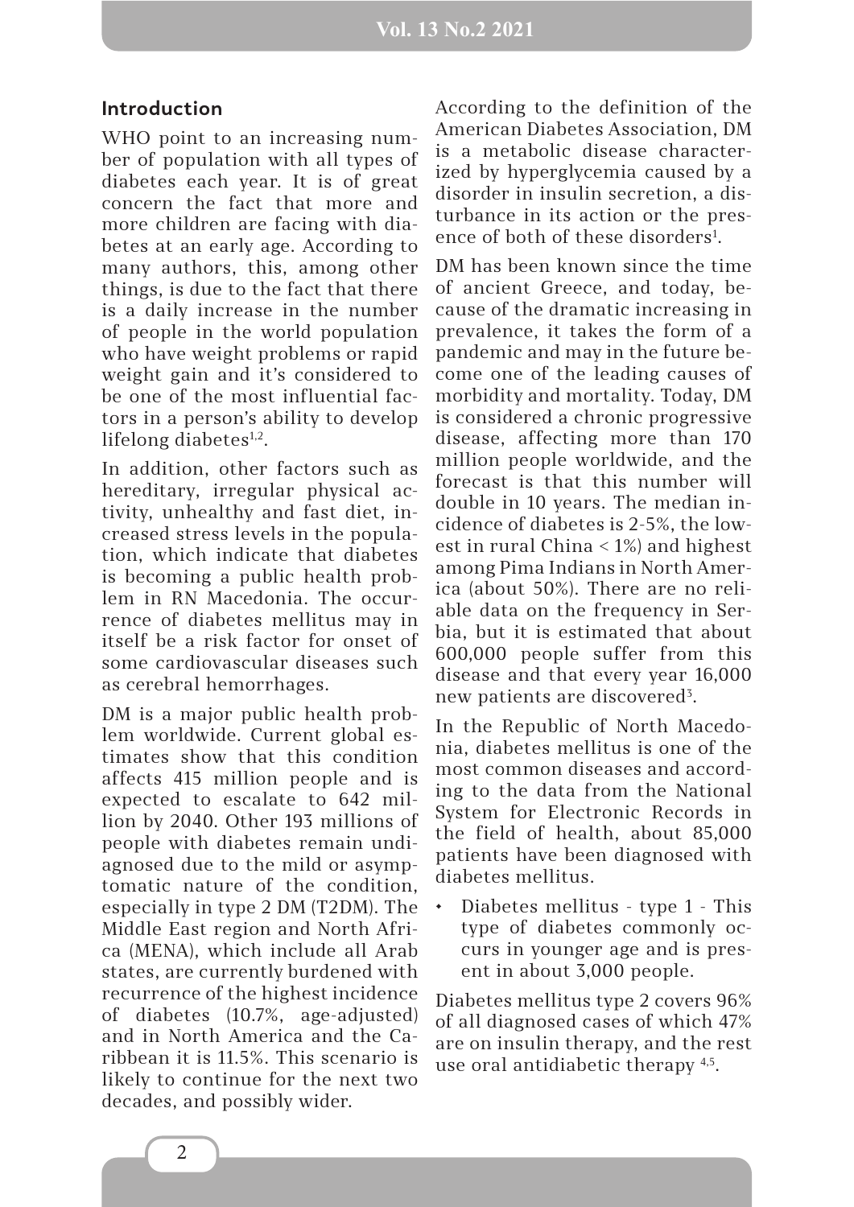## Introduction

WHO point to an increasing number of population with all types of diabetes each year. It is of great concern the fact that more and more children are facing with diabetes at an early age. According to many authors, this, among other things, is due to the fact that there is a daily increase in the number of people in the world population who have weight problems or rapid weight gain and it's considered to be one of the most influential factors in a person's ability to develop lifelong diabetes[1,2].

In addition, other factors such as hereditary, irregular physical activity, unhealthy and fast diet, increased stress levels in the population, which indicate that diabetes is becoming a public health problem in RN Macedonia. The occurrence of diabetes mellitus may in itself be a risk factor for onset of some cardiovascular diseases such as cerebral hemorrhages.

DM is a major public health problem worldwide. Current global estimates show that this condition affects 415 million people and is expected to escalate to 642 million by 2040. Other 193 millions of people with diabetes remain undiagnosed due to the mild or asymptomatic nature of the condition, especially in type 2 DM (T2DM). The Middle East region and North Africa (MENA), which include all Arab states, are currently burdened with recurrence of the highest incidence of diabetes (10.7%, age-adjusted) and in North America and the Caribbean it is 11.5%. This scenario is likely to continue for the next two decades, and possibly wider.

According to the definition of the American Diabetes Association, DM is a metabolic disease characterized by hyperglycemia caused by a disorder in insulin secretion, a disturbance in its action or the presence of both of these disorders[1].

DM has been known since the time of ancient Greece, and today, because of the dramatic increasing in prevalence, it takes the form of a pandemic and may in the future become one of the leading causes of morbidity and mortality. Today, DM is considered a chronic progressive disease, affecting more than 170 million people worldwide, and the forecast is that this number will double in 10 years. The median incidence of diabetes is 2-5%, the lowest in rural China < 1%) and highest among Pima Indians in North America (about 50%). There are no reliable data on the frequency in Serbia, but it is estimated that about 600,000 people suffer from this disease and that every year 16,000 new patients are discovered[3].

In the Republic of North Macedonia, diabetes mellitus is one of the most common diseases and according to the data from the National System for Electronic Records in the field of health, about 85,000 patients have been diagnosed with diabetes mellitus.

- Diabetes mellitus - type 1 - This type of diabetes commonly occurs in younger age and is present in about 3,000 people.

Diabetes mellitus type 2 covers 96% of all diagnosed cases of which 47% are on insulin therapy, and the rest use oral antidiabetic therapy [4,5].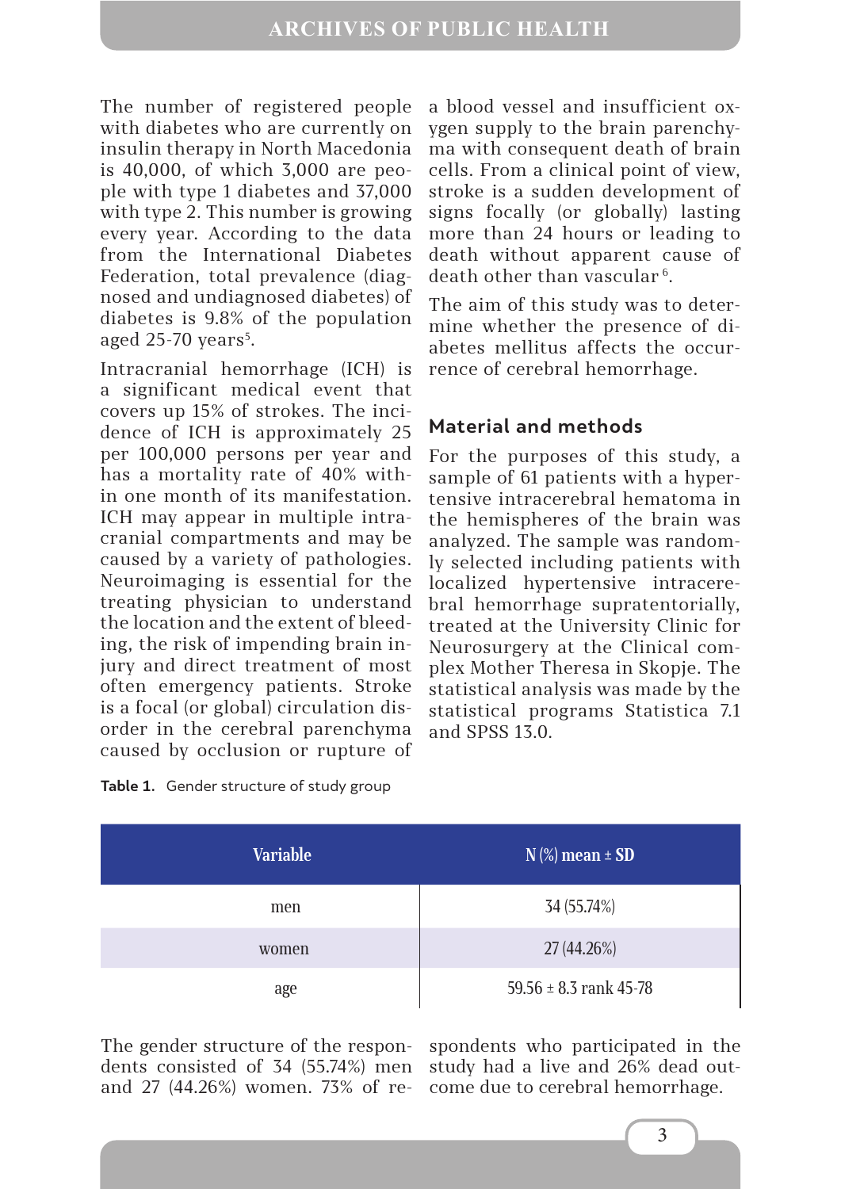The number of registered people with diabetes who are currently on insulin therapy in North Macedonia is 40,000, of which 3,000 are people with type 1 diabetes and 37,000 with type 2. This number is growing every year. According to the data from the International Diabetes Federation, total prevalence (diagnosed and undiagnosed diabetes) of diabetes is 9.8% of the population aged 25-70 years[5].

Intracranial hemorrhage (ICH) is a significant medical event that covers up 15% of strokes. The incidence of ICH is approximately 25 per 100,000 persons per year and has a mortality rate of 40% within one month of its manifestation. ICH may appear in multiple intracranial compartments and may be caused by a variety of pathologies. Neuroimaging is essential for the treating physician to understand the location and the extent of bleeding, the risk of impending brain injury and direct treatment of most often emergency patients. Stroke is a focal (or global) circulation disorder in the cerebral parenchyma caused by occlusion or rupture of a blood vessel and insufficient oxygen supply to the brain parenchyma with consequent death of brain cells. From a clinical point of view, stroke is a sudden development of signs focally (or globally) lasting more than 24 hours or leading to death without apparent cause of death other than vascular [6].

The aim of this study was to determine whether the presence of diabetes mellitus affects the occurrence of cerebral hemorrhage.

## Material and methods

For the purposes of this study, a sample of 61 patients with a hypertensive intracerebral hematoma in the hemispheres of the brain was analyzed. The sample was randomly selected including patients with localized hypertensive intracerebral hemorrhage supratentorially, treated at the University Clinic for Neurosurgery at the Clinical complex Mother Theresa in Skopje. The statistical analysis was made by the statistical programs Statistica 7.1 and SPSS 13.0.

**Table 1.** Gender structure of study group

| Variable | N (%) mean ± SD |
|---|---|
| men | 34 (55.74%) |
| women | 27 (44.26%) |
| age | 59.56 ± 8.3 rank 45-78 |

The gender structure of the respondents consisted of 34 (55.74%) men and 27 (44.26%) women. 73% of respondents who participated in the study had a live and 26% dead outcome due to cerebral hemorrhage.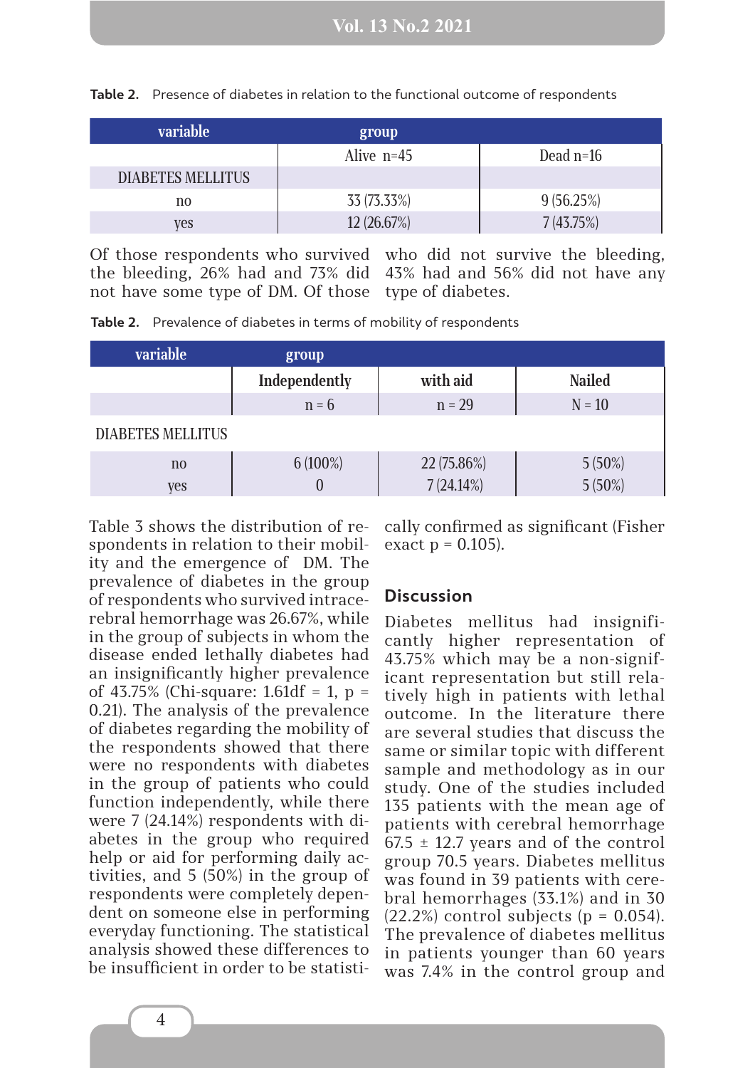**Table 2.** Presence of diabetes in relation to the functional outcome of respondents

| variable | group | |
|---|---|---|
| | Alive n=45 | Dead n=16 |
| DIABETES MELLITUS | | |
| no | 33 (73.33%) | 9 (56.25%) |
| yes | 12 (26.67%) | 7 (43.75%) |

Of those respondents who survived the bleeding, 26% had and 73% did not have some type of DM. Of those who did not survive the bleeding, 43% had and 56% did not have any type of diabetes.

**Table 2.** Prevalence of diabetes in terms of mobility of respondents

| variable | group | | |
|---|---|---|---|
| | Independently | with aid | Nailed |
| | n = 6 | n = 29 | N = 10 |
| DIABETES MELLITUS | | | |
| no | 6 (100%) | 22 (75.86%) | 5 (50%) |
| yes | 0 | 7 (24.14%) | 5 (50%) |

Table 3 shows the distribution of respondents in relation to their mobility and the emergence of DM. The prevalence of diabetes in the group of respondents who survived intracerebral hemorrhage was 26.67%, while in the group of subjects in whom the disease ended lethally diabetes had an insignificantly higher prevalence of 43.75% (Chi-square: 1.61df = 1, p = 0.21). The analysis of the prevalence of diabetes regarding the mobility of the respondents showed that there were no respondents with diabetes in the group of patients who could function independently, while there were 7 (24.14%) respondents with diabetes in the group who required help or aid for performing daily activities, and 5 (50%) in the group of respondents were completely dependent on someone else in performing everyday functioning. The statistical analysis showed these differences to be insufficient in order to be statistically confirmed as significant (Fisher exact p = 0.105).

## Discussion

Diabetes mellitus had insignificantly higher representation of 43.75% which may be a non-significant representation but still relatively high in patients with lethal outcome. In the literature there are several studies that discuss the same or similar topic with different sample and methodology as in our study. One of the studies included 135 patients with the mean age of patients with cerebral hemorrhage 67.5 ± 12.7 years and of the control group 70.5 years. Diabetes mellitus was found in 39 patients with cerebral hemorrhages (33.1%) and in 30 (22.2%) control subjects (p = 0.054). The prevalence of diabetes mellitus in patients younger than 60 years was 7.4% in the control group and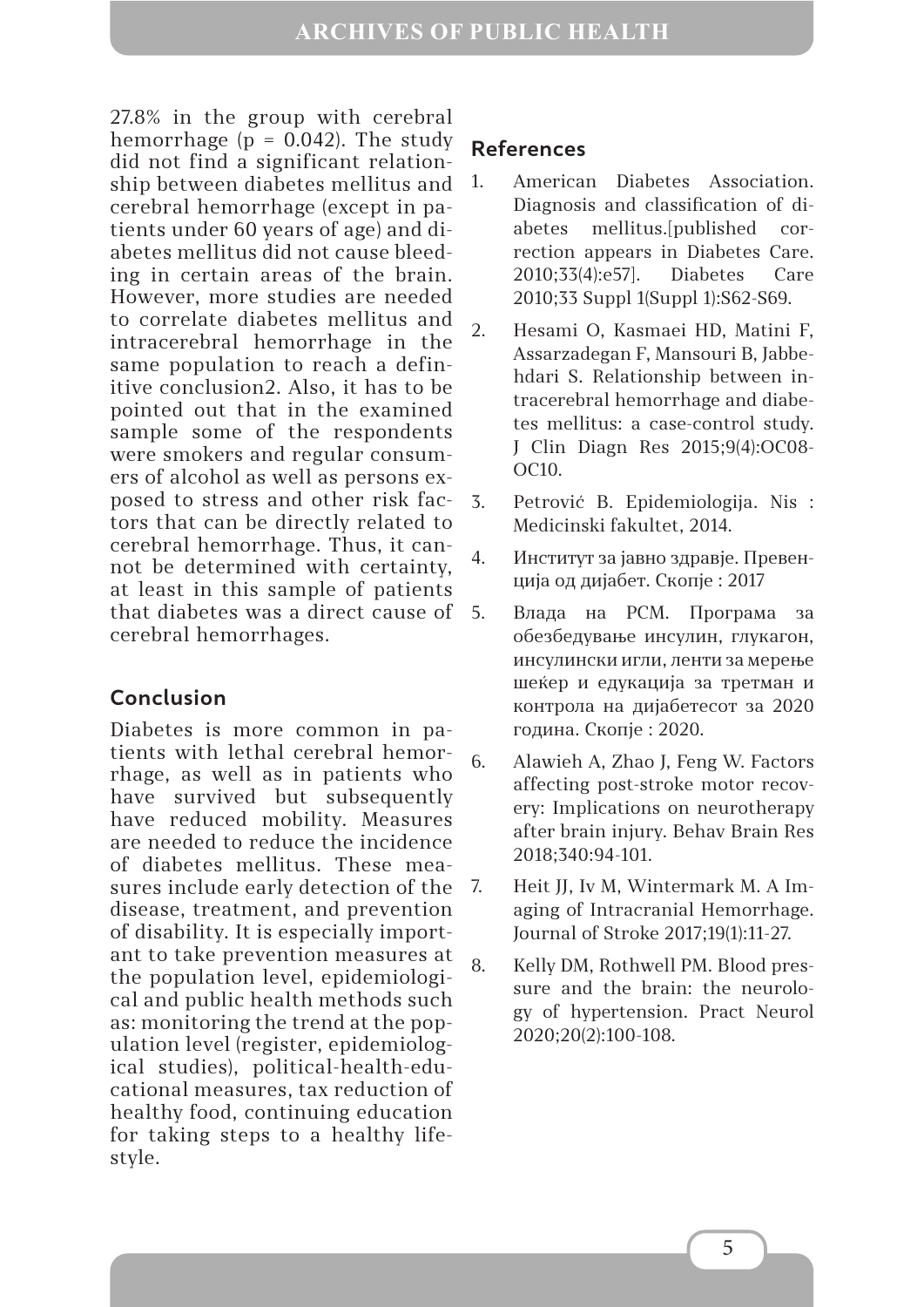27.8% in the group with cerebral hemorrhage ($p = 0.042$). The study did not find a significant relationship between diabetes mellitus and cerebral hemorrhage (except in patients under 60 years of age) and diabetes mellitus did not cause bleeding in certain areas of the brain. However, more studies are needed to correlate diabetes mellitus and intracerebral hemorrhage in the same population to reach a definitive conclusion2. Also, it has to be pointed out that in the examined sample some of the respondents were smokers and regular consumers of alcohol as well as persons exposed to stress and other risk factors that can be directly related to cerebral hemorrhage. Thus, it cannot be determined with certainty, at least in this sample of patients that diabetes was a direct cause of cerebral hemorrhages.

## Conclusion

Diabetes is more common in patients with lethal cerebral hemorrhage, as well as in patients who have survived but subsequently have reduced mobility. Measures are needed to reduce the incidence of diabetes mellitus. These measures include early detection of the disease, treatment, and prevention of disability. It is especially important to take prevention measures at the population level, epidemiological and public health methods such as: monitoring the trend at the population level (register, epidemiological studies), political-health-educational measures, tax reduction of healthy food, continuing education for taking steps to a healthy lifestyle.

## References

1. American Diabetes Association. Diagnosis and classification of diabetes mellitus.[published correction appears in Diabetes Care. 2010;33(4):e57]. Diabetes Care 2010;33 Suppl 1(Suppl 1):S62-S69.
2. Hesami O, Kasmaei HD, Matini F, Assarzadegan F, Mansouri B, Jabbehdari S. Relationship between intracerebral hemorrhage and diabetes mellitus: a case-control study. J Clin Diagn Res 2015;9(4):OC08-OC10.
3. Petrović B. Epidemiologija. Nis : Medicinski fakultet, 2014.
4. Институт за јавно здравје. Превенција од дијабет. Скопје : 2017
5. Влада на РСМ. Програма за обезбедување инсулин, глукагон, инсулински игли, ленти за мерење шеќер и едукација за третман и контрола на дијабетесот за 2020 година. Скопје : 2020.
6. Alawieh A, Zhao J, Feng W. Factors affecting post-stroke motor recovery: Implications on neurotherapy after brain injury. Behav Brain Res 2018;340:94-101.
7. Heit JJ, Iv M, Wintermark M. A Imaging of Intracranial Hemorrhage. Journal of Stroke 2017;19(1):11-27.
8. Kelly DM, Rothwell PM. Blood pressure and the brain: the neurology of hypertension. Pract Neurol 2020;20(2):100-108.